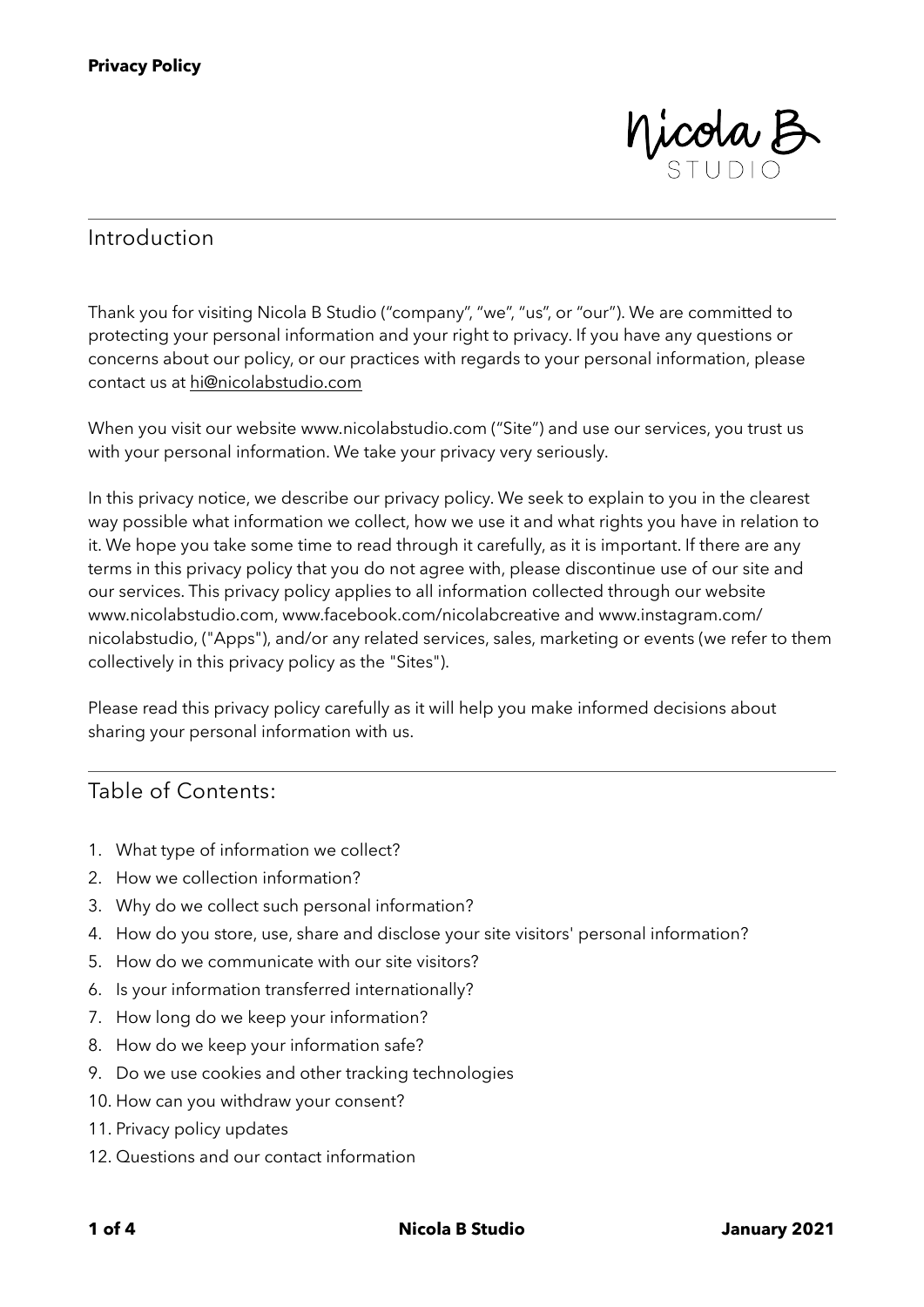**Privacy Policy**

Nicola B STUDIO

## Introduction

Thank you for visiting Nicola B Studio ("company", "we", "us", or "our"). We are committed to protecting your personal information and your right to privacy. If you have any questions or concerns about our policy, or our practices with regards to your personal information, please contact us at hi@nicolabstudio.com

When you visit our website www.nicolabstudio.com ("Site") and use our services, you trust us with your personal information. We take your privacy very seriously.

In this privacy notice, we describe our privacy policy. We seek to explain to you in the clearest way possible what information we collect, how we use it and what rights you have in relation to it. We hope you take some time to read through it carefully, as it is important. If there are any terms in this privacy policy that you do not agree with, please discontinue use of our site and our services. This privacy policy applies to all information collected through our website www.nicolabstudio.com, www.facebook.com/nicolabcreative and www.instagram.com/nicolabstudio, ("Apps"), and/or any related services, sales, marketing or events (we refer to them collectively in this privacy policy as the "Sites").

Please read this privacy policy carefully as it will help you make informed decisions about sharing your personal information with us.

## Table of Contents:

1. What type of information we collect?
2. How we collection information?
3. Why do we collect such personal information?
4. How do you store, use, share and disclose your site visitors' personal information?
5. How do we communicate with our site visitors?
6. Is your information transferred internationally?
7. How long do we keep your information?
8. How do we keep your information safe?
9. Do we use cookies and other tracking technologies
10. How can you withdraw your consent?
11. Privacy policy updates
12. Questions and our contact information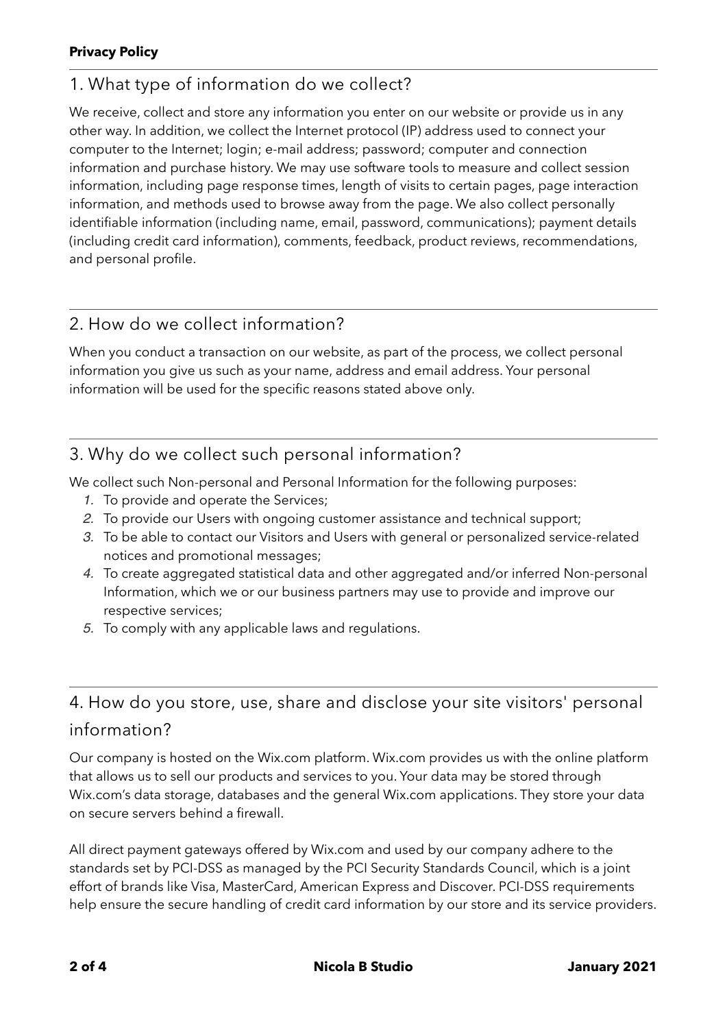**Privacy Policy**

## 1. What type of information do we collect?

We receive, collect and store any information you enter on our website or provide us in any other way. In addition, we collect the Internet protocol (IP) address used to connect your computer to the Internet; login; e-mail address; password; computer and connection information and purchase history. We may use software tools to measure and collect session information, including page response times, length of visits to certain pages, page interaction information, and methods used to browse away from the page. We also collect personally identifiable information (including name, email, password, communications); payment details (including credit card information), comments, feedback, product reviews, recommendations, and personal profile.

## 2. How do we collect information?

When you conduct a transaction on our website, as part of the process, we collect personal information you give us such as your name, address and email address. Your personal information will be used for the specific reasons stated above only.

## 3. Why do we collect such personal information?

We collect such Non-personal and Personal Information for the following purposes:

1. To provide and operate the Services;
2. To provide our Users with ongoing customer assistance and technical support;
3. To be able to contact our Visitors and Users with general or personalized service-related notices and promotional messages;
4. To create aggregated statistical data and other aggregated and/or inferred Non-personal Information, which we or our business partners may use to provide and improve our respective services;
5. To comply with any applicable laws and regulations.

## 4. How do you store, use, share and disclose your site visitors' personal information?

Our company is hosted on the Wix.com platform. Wix.com provides us with the online platform that allows us to sell our products and services to you. Your data may be stored through Wix.com's data storage, databases and the general Wix.com applications. They store your data on secure servers behind a firewall.

All direct payment gateways offered by Wix.com and used by our company adhere to the standards set by PCI-DSS as managed by the PCI Security Standards Council, which is a joint effort of brands like Visa, MasterCard, American Express and Discover. PCI-DSS requirements help ensure the secure handling of credit card information by our store and its service providers.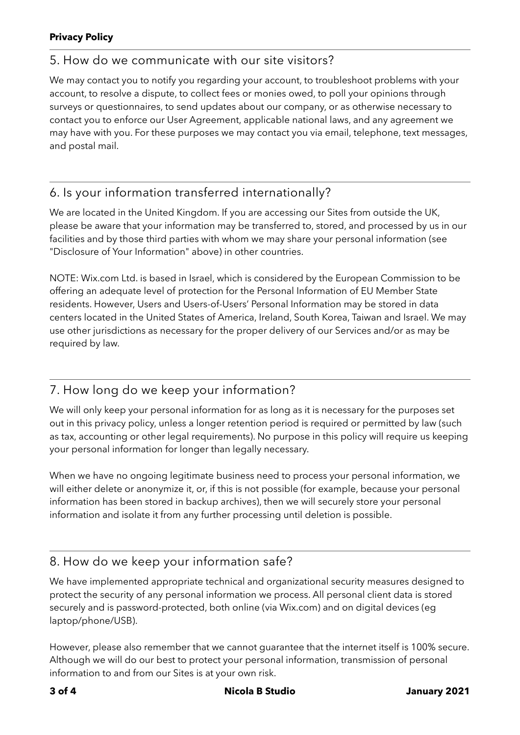## 5. How do we communicate with our site visitors?

We may contact you to notify you regarding your account, to troubleshoot problems with your account, to resolve a dispute, to collect fees or monies owed, to poll your opinions through surveys or questionnaires, to send updates about our company, or as otherwise necessary to contact you to enforce our User Agreement, applicable national laws, and any agreement we may have with you. For these purposes we may contact you via email, telephone, text messages, and postal mail.

## 6. Is your information transferred internationally?

We are located in the United Kingdom. If you are accessing our Sites from outside the UK, please be aware that your information may be transferred to, stored, and processed by us in our facilities and by those third parties with whom we may share your personal information (see "Disclosure of Your Information" above) in other countries.

NOTE: Wix.com Ltd. is based in Israel, which is considered by the European Commission to be offering an adequate level of protection for the Personal Information of EU Member State residents. However, Users and Users-of-Users' Personal Information may be stored in data centers located in the United States of America, Ireland, South Korea, Taiwan and Israel. We may use other jurisdictions as necessary for the proper delivery of our Services and/or as may be required by law.

## 7. How long do we keep your information?

We will only keep your personal information for as long as it is necessary for the purposes set out in this privacy policy, unless a longer retention period is required or permitted by law (such as tax, accounting or other legal requirements). No purpose in this policy will require us keeping your personal information for longer than legally necessary.

When we have no ongoing legitimate business need to process your personal information, we will either delete or anonymize it, or, if this is not possible (for example, because your personal information has been stored in backup archives), then we will securely store your personal information and isolate it from any further processing until deletion is possible.

## 8. How do we keep your information safe?

We have implemented appropriate technical and organizational security measures designed to protect the security of any personal information we process. All personal client data is stored securely and is password-protected, both online (via Wix.com) and on digital devices (eg laptop/phone/USB).

However, please also remember that we cannot guarantee that the internet itself is 100% secure. Although we will do our best to protect your personal information, transmission of personal information to and from our Sites is at your own risk.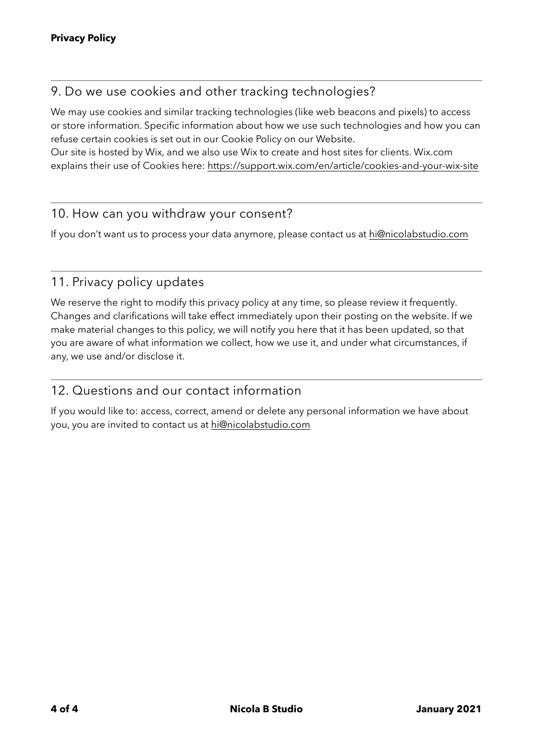## 9. Do we use cookies and other tracking technologies?

We may use cookies and similar tracking technologies (like web beacons and pixels) to access or store information. Specific information about how we use such technologies and how you can refuse certain cookies is set out in our Cookie Policy on our Website.
Our site is hosted by Wix, and we also use Wix to create and host sites for clients. Wix.com explains their use of Cookies here: https://support.wix.com/en/article/cookies-and-your-wix-site

## 10. How can you withdraw your consent?

If you don't want us to process your data anymore, please contact us at hi@nicolabstudio.com

## 11. Privacy policy updates

We reserve the right to modify this privacy policy at any time, so please review it frequently. Changes and clarifications will take effect immediately upon their posting on the website. If we make material changes to this policy, we will notify you here that it has been updated, so that you are aware of what information we collect, how we use it, and under what circumstances, if any, we use and/or disclose it.

## 12. Questions and our contact information

If you would like to: access, correct, amend or delete any personal information we have about you, you are invited to contact us at hi@nicolabstudio.com